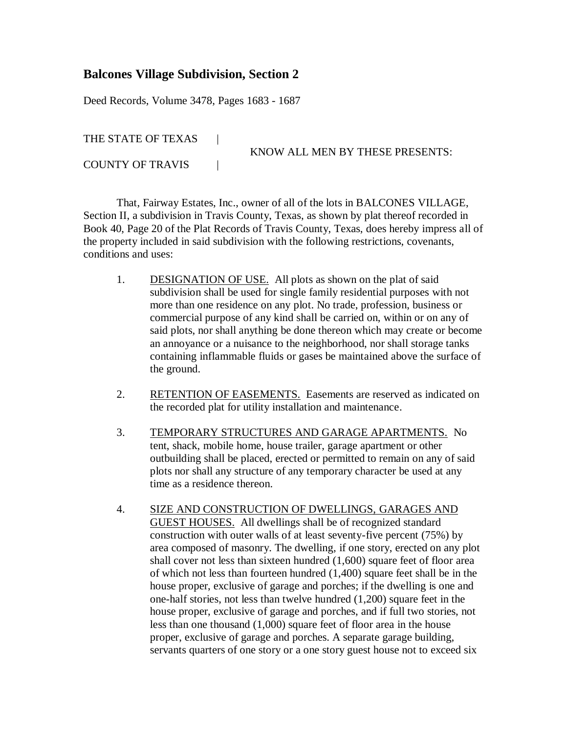## Balcones Village Subdivision, Section 2

Deed Records, Volume 3478, Pages 1683 - 1687

THE STATE OF TEXAS |
KNOW ALL MEN BY THESE PRESENTS:
COUNTY OF TRAVIS |

That, Fairway Estates, Inc., owner of all of the lots in BALCONES VILLAGE, Section II, a subdivision in Travis County, Texas, as shown by plat thereof recorded in Book 40, Page 20 of the Plat Records of Travis County, Texas, does hereby impress all of the property included in said subdivision with the following restrictions, covenants, conditions and uses:

1. DESIGNATION OF USE. All plots as shown on the plat of said subdivision shall be used for single family residential purposes with not more than one residence on any plot. No trade, profession, business or commercial purpose of any kind shall be carried on, within or on any of said plots, nor shall anything be done thereon which may create or become an annoyance or a nuisance to the neighborhood, nor shall storage tanks containing inflammable fluids or gases be maintained above the surface of the ground.

2. RETENTION OF EASEMENTS. Easements are reserved as indicated on the recorded plat for utility installation and maintenance.

3. TEMPORARY STRUCTURES AND GARAGE APARTMENTS. No tent, shack, mobile home, house trailer, garage apartment or other outbuilding shall be placed, erected or permitted to remain on any of said plots nor shall any structure of any temporary character be used at any time as a residence thereon.

4. SIZE AND CONSTRUCTION OF DWELLINGS, GARAGES AND GUEST HOUSES. All dwellings shall be of recognized standard construction with outer walls of at least seventy-five percent (75%) by area composed of masonry. The dwelling, if one story, erected on any plot shall cover not less than sixteen hundred (1,600) square feet of floor area of which not less than fourteen hundred (1,400) square feet shall be in the house proper, exclusive of garage and porches; if the dwelling is one and one-half stories, not less than twelve hundred (1,200) square feet in the house proper, exclusive of garage and porches, and if full two stories, not less than one thousand (1,000) square feet of floor area in the house proper, exclusive of garage and porches. A separate garage building, servants quarters of one story or a one story guest house not to exceed six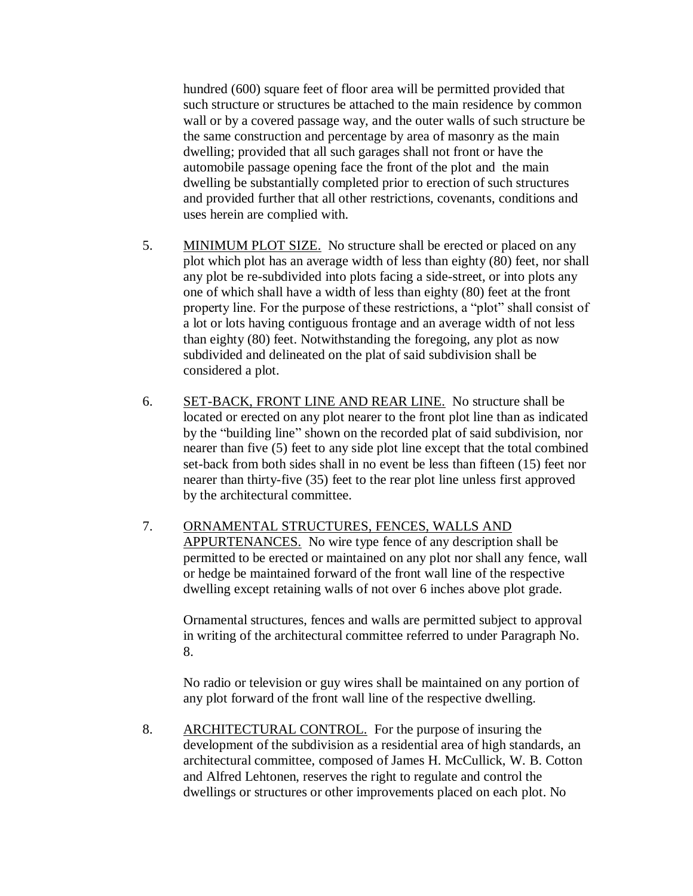hundred (600) square feet of floor area will be permitted provided that such structure or structures be attached to the main residence by common wall or by a covered passage way, and the outer walls of such structure be the same construction and percentage by area of masonry as the main dwelling; provided that all such garages shall not front or have the automobile passage opening face the front of the plot and the main dwelling be substantially completed prior to erection of such structures and provided further that all other restrictions, covenants, conditions and uses herein are complied with.

5. <u>MINIMUM PLOT SIZE.</u> No structure shall be erected or placed on any plot which plot has an average width of less than eighty (80) feet, nor shall any plot be re-subdivided into plots facing a side-street, or into plots any one of which shall have a width of less than eighty (80) feet at the front property line. For the purpose of these restrictions, a "plot" shall consist of a lot or lots having contiguous frontage and an average width of not less than eighty (80) feet. Notwithstanding the foregoing, any plot as now subdivided and delineated on the plat of said subdivision shall be considered a plot.

6. <u>SET-BACK, FRONT LINE AND REAR LINE.</u> No structure shall be located or erected on any plot nearer to the front plot line than as indicated by the "building line" shown on the recorded plat of said subdivision, nor nearer than five (5) feet to any side plot line except that the total combined set-back from both sides shall in no event be less than fifteen (15) feet nor nearer than thirty-five (35) feet to the rear plot line unless first approved by the architectural committee.

7. <u>ORNAMENTAL STRUCTURES, FENCES, WALLS AND APPURTENANCES.</u> No wire type fence of any description shall be permitted to be erected or maintained on any plot nor shall any fence, wall or hedge be maintained forward of the front wall line of the respective dwelling except retaining walls of not over 6 inches above plot grade.

   Ornamental structures, fences and walls are permitted subject to approval in writing of the architectural committee referred to under Paragraph No. 8.

   No radio or television or guy wires shall be maintained on any portion of any plot forward of the front wall line of the respective dwelling.

8. <u>ARCHITECTURAL CONTROL.</u> For the purpose of insuring the development of the subdivision as a residential area of high standards, an architectural committee, composed of James H. McCullick, W. B. Cotton and Alfred Lehtonen, reserves the right to regulate and control the dwellings or structures or other improvements placed on each plot. No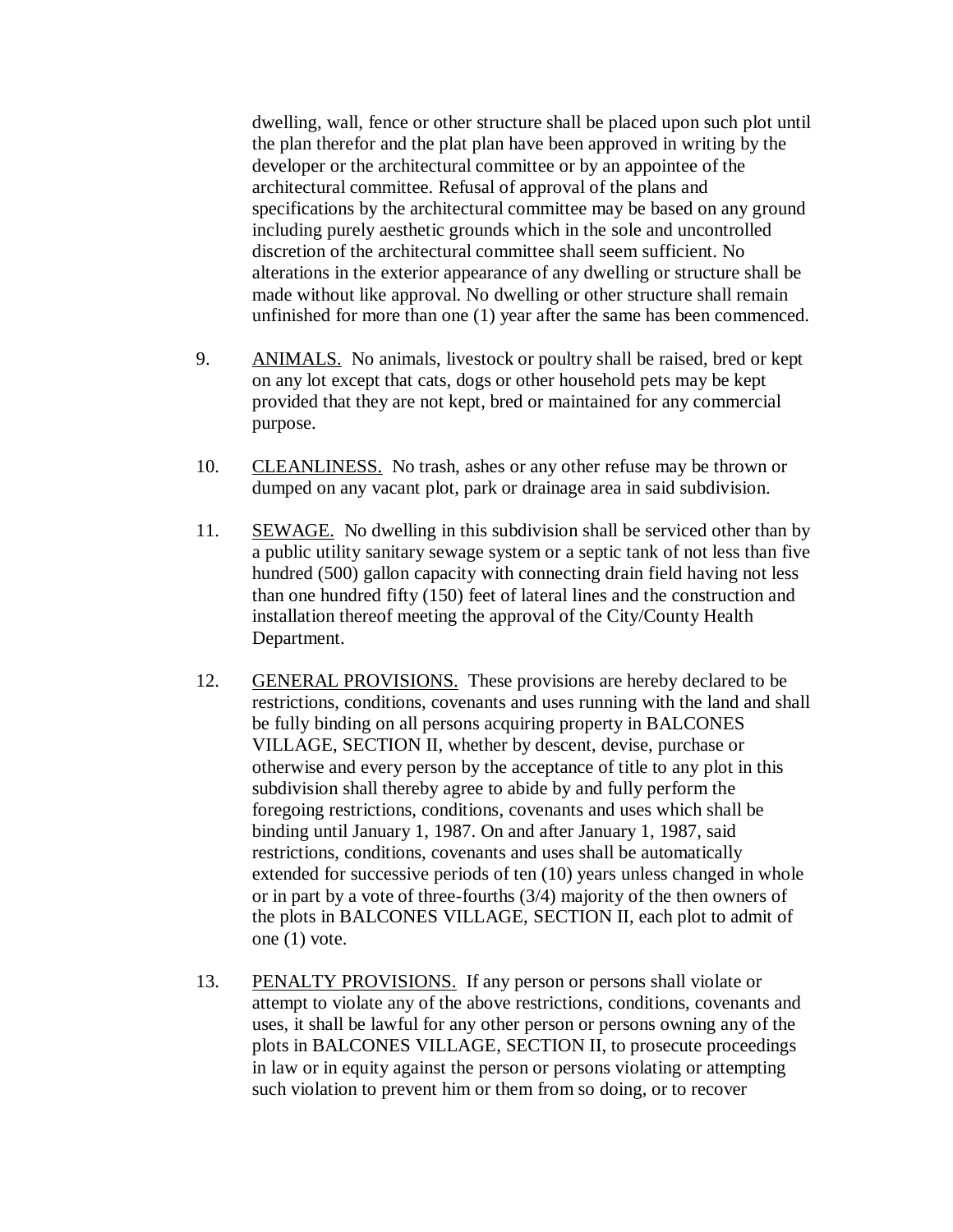dwelling, wall, fence or other structure shall be placed upon such plot until the plan therefor and the plat plan have been approved in writing by the developer or the architectural committee or by an appointee of the architectural committee. Refusal of approval of the plans and specifications by the architectural committee may be based on any ground including purely aesthetic grounds which in the sole and uncontrolled discretion of the architectural committee shall seem sufficient. No alterations in the exterior appearance of any dwelling or structure shall be made without like approval. No dwelling or other structure shall remain unfinished for more than one (1) year after the same has been commenced.

9. ANIMALS. No animals, livestock or poultry shall be raised, bred or kept on any lot except that cats, dogs or other household pets may be kept provided that they are not kept, bred or maintained for any commercial purpose.

10. CLEANLINESS. No trash, ashes or any other refuse may be thrown or dumped on any vacant plot, park or drainage area in said subdivision.

11. SEWAGE. No dwelling in this subdivision shall be serviced other than by a public utility sanitary sewage system or a septic tank of not less than five hundred (500) gallon capacity with connecting drain field having not less than one hundred fifty (150) feet of lateral lines and the construction and installation thereof meeting the approval of the City/County Health Department.

12. GENERAL PROVISIONS. These provisions are hereby declared to be restrictions, conditions, covenants and uses running with the land and shall be fully binding on all persons acquiring property in BALCONES VILLAGE, SECTION II, whether by descent, devise, purchase or otherwise and every person by the acceptance of title to any plot in this subdivision shall thereby agree to abide by and fully perform the foregoing restrictions, conditions, covenants and uses which shall be binding until January 1, 1987. On and after January 1, 1987, said restrictions, conditions, covenants and uses shall be automatically extended for successive periods of ten (10) years unless changed in whole or in part by a vote of three-fourths (3/4) majority of the then owners of the plots in BALCONES VILLAGE, SECTION II, each plot to admit of one (1) vote.

13. PENALTY PROVISIONS. If any person or persons shall violate or attempt to violate any of the above restrictions, conditions, covenants and uses, it shall be lawful for any other person or persons owning any of the plots in BALCONES VILLAGE, SECTION II, to prosecute proceedings in law or in equity against the person or persons violating or attempting such violation to prevent him or them from so doing, or to recover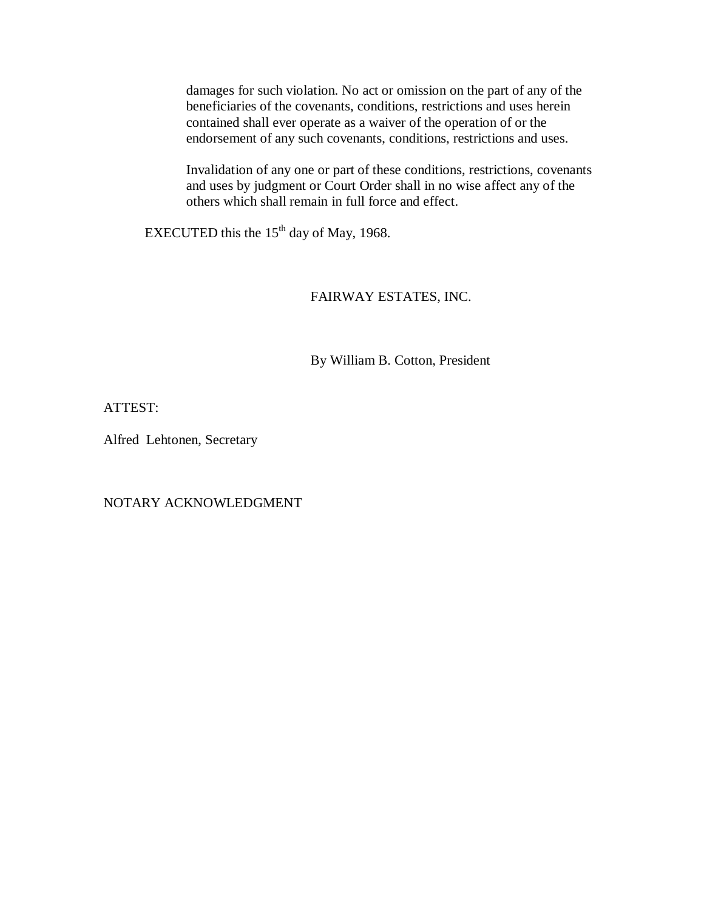damages for such violation. No act or omission on the part of any of the beneficiaries of the covenants, conditions, restrictions and uses herein contained shall ever operate as a waiver of the operation of or the endorsement of any such covenants, conditions, restrictions and uses.

Invalidation of any one or part of these conditions, restrictions, covenants and uses by judgment or Court Order shall in no wise affect any of the others which shall remain in full force and effect.

EXECUTED this the 15th day of May, 1968.

FAIRWAY ESTATES, INC.

By William B. Cotton, President

ATTEST:

Alfred Lehtonen, Secretary

NOTARY ACKNOWLEDGMENT